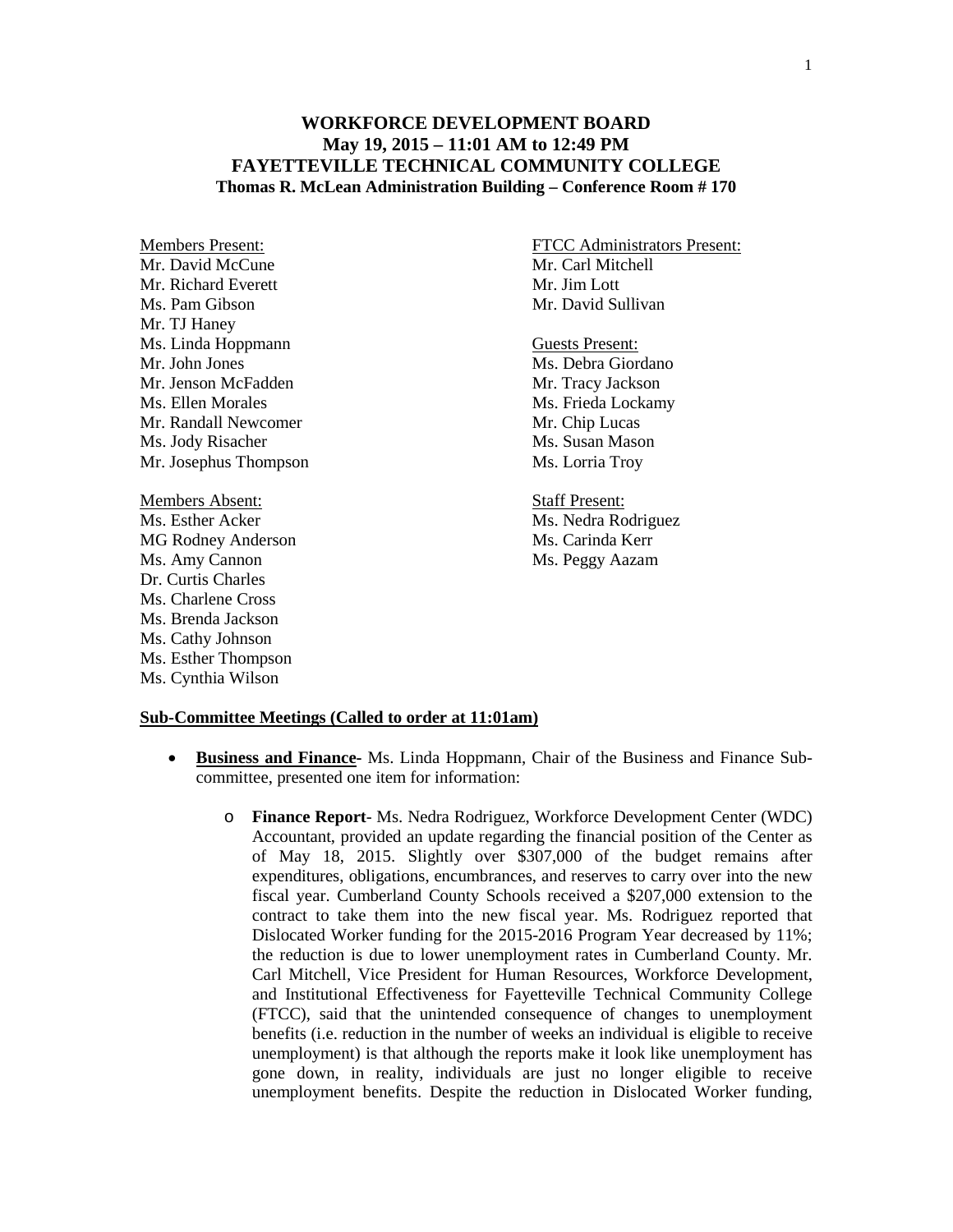# WORKFORCE DEVELOPMENT BOARD
## May 19, 2015 – 11:01 AM to 12:49 PM
## FAYETTEVILLE TECHNICAL COMMUNITY COLLEGE
### Thomas R. McLean Administration Building – Conference Room # 170

Members Present:
Mr. David McCune
Mr. Richard Everett
Ms. Pam Gibson
Mr. TJ Haney
Ms. Linda Hoppmann
Mr. John Jones
Mr. Jenson McFadden
Ms. Ellen Morales
Mr. Randall Newcomer
Ms. Jody Risacher
Mr. Josephus Thompson

Members Absent:
Ms. Esther Acker
MG Rodney Anderson
Ms. Amy Cannon
Dr. Curtis Charles
Ms. Charlene Cross
Ms. Brenda Jackson
Ms. Cathy Johnson
Ms. Esther Thompson
Ms. Cynthia Wilson

FTCC Administrators Present:
Mr. Carl Mitchell
Mr. Jim Lott
Mr. David Sullivan

Guests Present:
Ms. Debra Giordano
Mr. Tracy Jackson
Ms. Frieda Lockamy
Mr. Chip Lucas
Ms. Susan Mason
Ms. Lorria Troy

Staff Present:
Ms. Nedra Rodriguez
Ms. Carinda Kerr
Ms. Peggy Aazam

**Sub-Committee Meetings (Called to order at 11:01am)**

- **Business and Finance-** Ms. Linda Hoppmann, Chair of the Business and Finance Sub-committee, presented one item for information:
  - **Finance Report**- Ms. Nedra Rodriguez, Workforce Development Center (WDC) Accountant, provided an update regarding the financial position of the Center as of May 18, 2015. Slightly over $307,000 of the budget remains after expenditures, obligations, encumbrances, and reserves to carry over into the new fiscal year. Cumberland County Schools received a $207,000 extension to the contract to take them into the new fiscal year. Ms. Rodriguez reported that Dislocated Worker funding for the 2015-2016 Program Year decreased by 11%; the reduction is due to lower unemployment rates in Cumberland County. Mr. Carl Mitchell, Vice President for Human Resources, Workforce Development, and Institutional Effectiveness for Fayetteville Technical Community College (FTCC), said that the unintended consequence of changes to unemployment benefits (i.e. reduction in the number of weeks an individual is eligible to receive unemployment) is that although the reports make it look like unemployment has gone down, in reality, individuals are just no longer eligible to receive unemployment benefits. Despite the reduction in Dislocated Worker funding,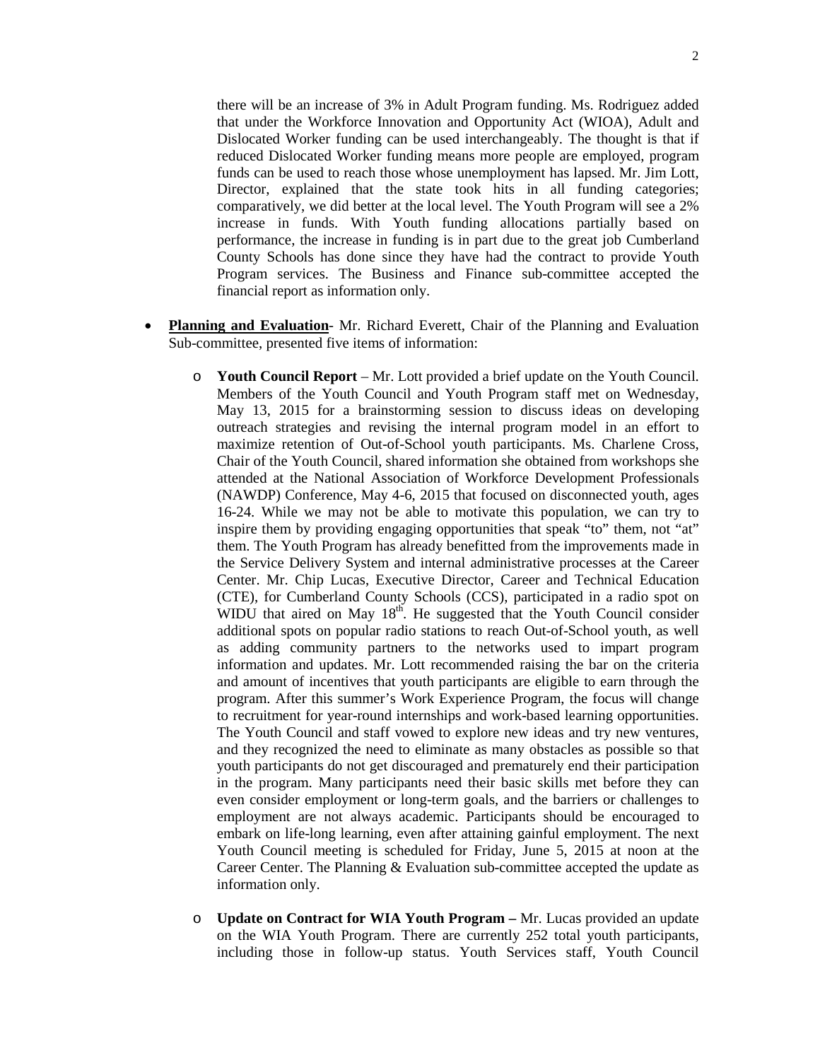there will be an increase of 3% in Adult Program funding. Ms. Rodriguez added that under the Workforce Innovation and Opportunity Act (WIOA), Adult and Dislocated Worker funding can be used interchangeably. The thought is that if reduced Dislocated Worker funding means more people are employed, program funds can be used to reach those whose unemployment has lapsed. Mr. Jim Lott, Director, explained that the state took hits in all funding categories; comparatively, we did better at the local level. The Youth Program will see a 2% increase in funds. With Youth funding allocations partially based on performance, the increase in funding is in part due to the great job Cumberland County Schools has done since they have had the contract to provide Youth Program services. The Business and Finance sub-committee accepted the financial report as information only.

- **Planning and Evaluation**- Mr. Richard Everett, Chair of the Planning and Evaluation Sub-committee, presented five items of information:

  - **Youth Council Report** – Mr. Lott provided a brief update on the Youth Council. Members of the Youth Council and Youth Program staff met on Wednesday, May 13, 2015 for a brainstorming session to discuss ideas on developing outreach strategies and revising the internal program model in an effort to maximize retention of Out-of-School youth participants. Ms. Charlene Cross, Chair of the Youth Council, shared information she obtained from workshops she attended at the National Association of Workforce Development Professionals (NAWDP) Conference, May 4-6, 2015 that focused on disconnected youth, ages 16-24. While we may not be able to motivate this population, we can try to inspire them by providing engaging opportunities that speak "to" them, not "at" them. The Youth Program has already benefitted from the improvements made in the Service Delivery System and internal administrative processes at the Career Center. Mr. Chip Lucas, Executive Director, Career and Technical Education (CTE), for Cumberland County Schools (CCS), participated in a radio spot on WIDU that aired on May 18th. He suggested that the Youth Council consider additional spots on popular radio stations to reach Out-of-School youth, as well as adding community partners to the networks used to impart program information and updates. Mr. Lott recommended raising the bar on the criteria and amount of incentives that youth participants are eligible to earn through the program. After this summer's Work Experience Program, the focus will change to recruitment for year-round internships and work-based learning opportunities. The Youth Council and staff vowed to explore new ideas and try new ventures, and they recognized the need to eliminate as many obstacles as possible so that youth participants do not get discouraged and prematurely end their participation in the program. Many participants need their basic skills met before they can even consider employment or long-term goals, and the barriers or challenges to employment are not always academic. Participants should be encouraged to embark on life-long learning, even after attaining gainful employment. The next Youth Council meeting is scheduled for Friday, June 5, 2015 at noon at the Career Center. The Planning & Evaluation sub-committee accepted the update as information only.

  - **Update on Contract for WIA Youth Program –** Mr. Lucas provided an update on the WIA Youth Program. There are currently 252 total youth participants, including those in follow-up status. Youth Services staff, Youth Council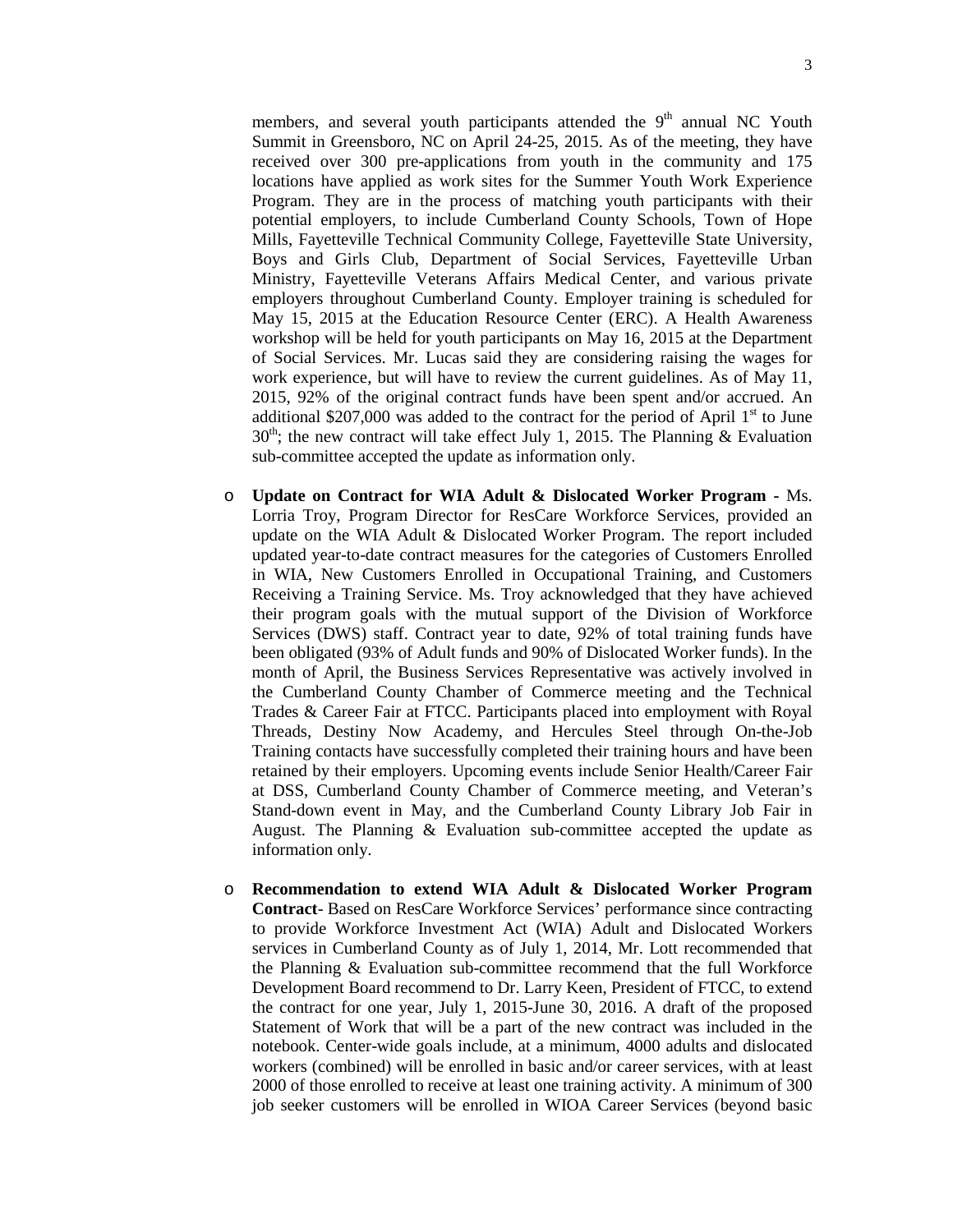members, and several youth participants attended the 9th annual NC Youth Summit in Greensboro, NC on April 24-25, 2015. As of the meeting, they have received over 300 pre-applications from youth in the community and 175 locations have applied as work sites for the Summer Youth Work Experience Program. They are in the process of matching youth participants with their potential employers, to include Cumberland County Schools, Town of Hope Mills, Fayetteville Technical Community College, Fayetteville State University, Boys and Girls Club, Department of Social Services, Fayetteville Urban Ministry, Fayetteville Veterans Affairs Medical Center, and various private employers throughout Cumberland County. Employer training is scheduled for May 15, 2015 at the Education Resource Center (ERC). A Health Awareness workshop will be held for youth participants on May 16, 2015 at the Department of Social Services. Mr. Lucas said they are considering raising the wages for work experience, but will have to review the current guidelines. As of May 11, 2015, 92% of the original contract funds have been spent and/or accrued. An additional $207,000 was added to the contract for the period of April 1st to June 30th; the new contract will take effect July 1, 2015. The Planning & Evaluation sub-committee accepted the update as information only.

- **Update on Contract for WIA Adult & Dislocated Worker Program -** Ms. Lorria Troy, Program Director for ResCare Workforce Services, provided an update on the WIA Adult & Dislocated Worker Program. The report included updated year-to-date contract measures for the categories of Customers Enrolled in WIA, New Customers Enrolled in Occupational Training, and Customers Receiving a Training Service. Ms. Troy acknowledged that they have achieved their program goals with the mutual support of the Division of Workforce Services (DWS) staff. Contract year to date, 92% of total training funds have been obligated (93% of Adult funds and 90% of Dislocated Worker funds). In the month of April, the Business Services Representative was actively involved in the Cumberland County Chamber of Commerce meeting and the Technical Trades & Career Fair at FTCC. Participants placed into employment with Royal Threads, Destiny Now Academy, and Hercules Steel through On-the-Job Training contacts have successfully completed their training hours and have been retained by their employers. Upcoming events include Senior Health/Career Fair at DSS, Cumberland County Chamber of Commerce meeting, and Veteran's Stand-down event in May, and the Cumberland County Library Job Fair in August. The Planning & Evaluation sub-committee accepted the update as information only.

- **Recommendation to extend WIA Adult & Dislocated Worker Program Contract**- Based on ResCare Workforce Services' performance since contracting to provide Workforce Investment Act (WIA) Adult and Dislocated Workers services in Cumberland County as of July 1, 2014, Mr. Lott recommended that the Planning & Evaluation sub-committee recommend that the full Workforce Development Board recommend to Dr. Larry Keen, President of FTCC, to extend the contract for one year, July 1, 2015-June 30, 2016. A draft of the proposed Statement of Work that will be a part of the new contract was included in the notebook. Center-wide goals include, at a minimum, 4000 adults and dislocated workers (combined) will be enrolled in basic and/or career services, with at least 2000 of those enrolled to receive at least one training activity. A minimum of 300 job seeker customers will be enrolled in WIOA Career Services (beyond basic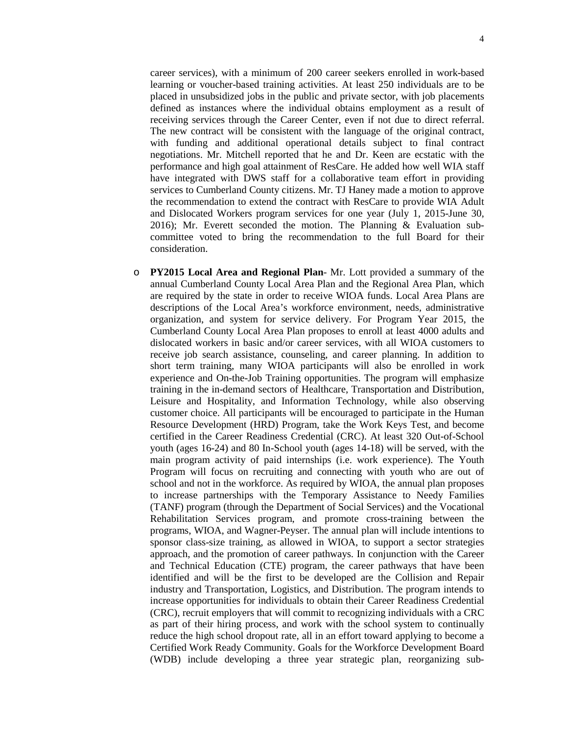career services), with a minimum of 200 career seekers enrolled in work-based learning or voucher-based training activities. At least 250 individuals are to be placed in unsubsidized jobs in the public and private sector, with job placements defined as instances where the individual obtains employment as a result of receiving services through the Career Center, even if not due to direct referral. The new contract will be consistent with the language of the original contract, with funding and additional operational details subject to final contract negotiations. Mr. Mitchell reported that he and Dr. Keen are ecstatic with the performance and high goal attainment of ResCare. He added how well WIA staff have integrated with DWS staff for a collaborative team effort in providing services to Cumberland County citizens. Mr. TJ Haney made a motion to approve the recommendation to extend the contract with ResCare to provide WIA Adult and Dislocated Workers program services for one year (July 1, 2015-June 30, 2016); Mr. Everett seconded the motion. The Planning & Evaluation sub-committee voted to bring the recommendation to the full Board for their consideration.

- **PY2015 Local Area and Regional Plan**- Mr. Lott provided a summary of the annual Cumberland County Local Area Plan and the Regional Area Plan, which are required by the state in order to receive WIOA funds. Local Area Plans are descriptions of the Local Area's workforce environment, needs, administrative organization, and system for service delivery. For Program Year 2015, the Cumberland County Local Area Plan proposes to enroll at least 4000 adults and dislocated workers in basic and/or career services, with all WIOA customers to receive job search assistance, counseling, and career planning. In addition to short term training, many WIOA participants will also be enrolled in work experience and On-the-Job Training opportunities. The program will emphasize training in the in-demand sectors of Healthcare, Transportation and Distribution, Leisure and Hospitality, and Information Technology, while also observing customer choice. All participants will be encouraged to participate in the Human Resource Development (HRD) Program, take the Work Keys Test, and become certified in the Career Readiness Credential (CRC). At least 320 Out-of-School youth (ages 16-24) and 80 In-School youth (ages 14-18) will be served, with the main program activity of paid internships (i.e. work experience). The Youth Program will focus on recruiting and connecting with youth who are out of school and not in the workforce. As required by WIOA, the annual plan proposes to increase partnerships with the Temporary Assistance to Needy Families (TANF) program (through the Department of Social Services) and the Vocational Rehabilitation Services program, and promote cross-training between the programs, WIOA, and Wagner-Peyser. The annual plan will include intentions to sponsor class-size training, as allowed in WIOA, to support a sector strategies approach, and the promotion of career pathways. In conjunction with the Career and Technical Education (CTE) program, the career pathways that have been identified and will be the first to be developed are the Collision and Repair industry and Transportation, Logistics, and Distribution. The program intends to increase opportunities for individuals to obtain their Career Readiness Credential (CRC), recruit employers that will commit to recognizing individuals with a CRC as part of their hiring process, and work with the school system to continually reduce the high school dropout rate, all in an effort toward applying to become a Certified Work Ready Community. Goals for the Workforce Development Board (WDB) include developing a three year strategic plan, reorganizing sub-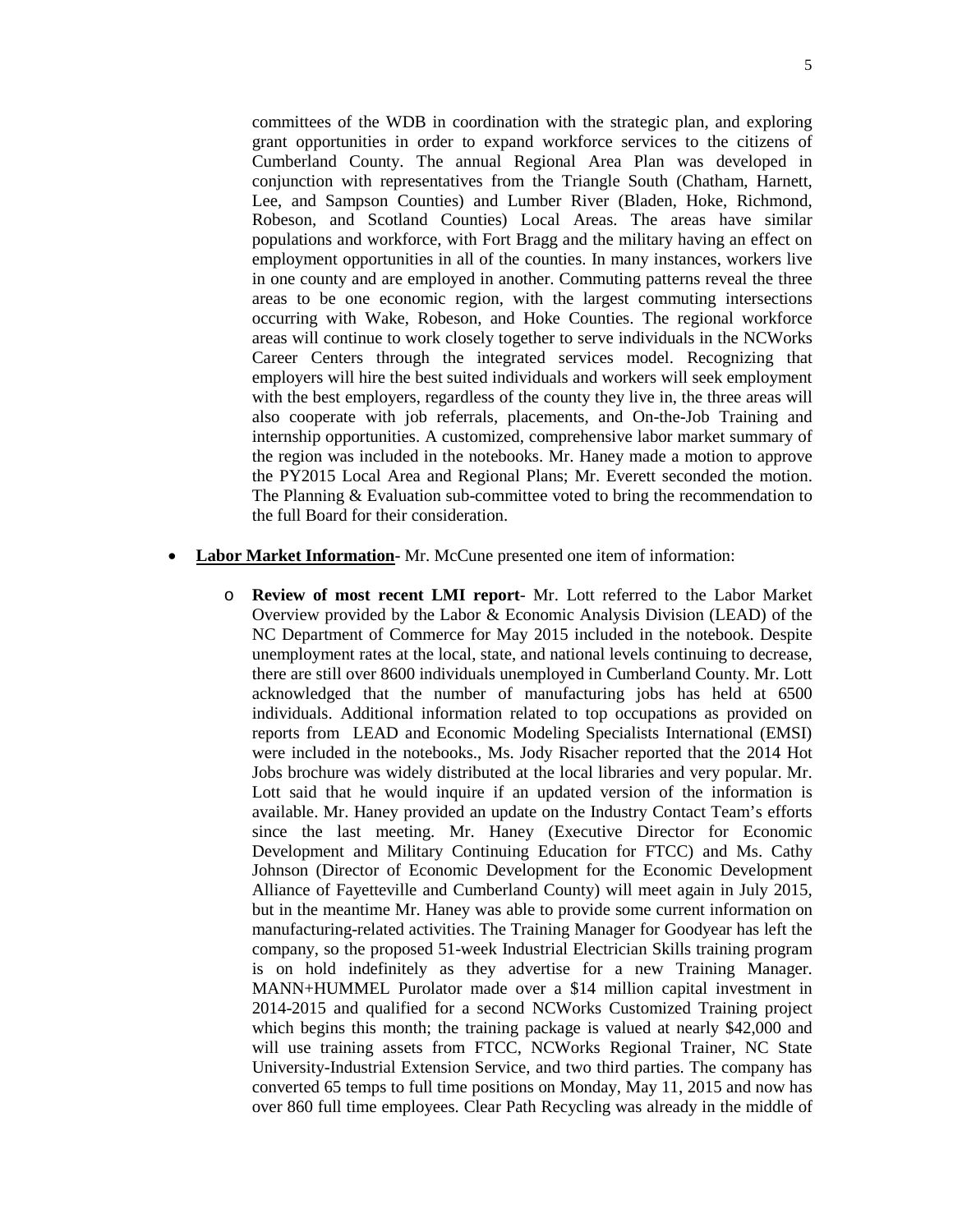committees of the WDB in coordination with the strategic plan, and exploring grant opportunities in order to expand workforce services to the citizens of Cumberland County. The annual Regional Area Plan was developed in conjunction with representatives from the Triangle South (Chatham, Harnett, Lee, and Sampson Counties) and Lumber River (Bladen, Hoke, Richmond, Robeson, and Scotland Counties) Local Areas. The areas have similar populations and workforce, with Fort Bragg and the military having an effect on employment opportunities in all of the counties. In many instances, workers live in one county and are employed in another. Commuting patterns reveal the three areas to be one economic region, with the largest commuting intersections occurring with Wake, Robeson, and Hoke Counties. The regional workforce areas will continue to work closely together to serve individuals in the NCWorks Career Centers through the integrated services model. Recognizing that employers will hire the best suited individuals and workers will seek employment with the best employers, regardless of the county they live in, the three areas will also cooperate with job referrals, placements, and On-the-Job Training and internship opportunities. A customized, comprehensive labor market summary of the region was included in the notebooks. Mr. Haney made a motion to approve the PY2015 Local Area and Regional Plans; Mr. Everett seconded the motion. The Planning & Evaluation sub-committee voted to bring the recommendation to the full Board for their consideration.

- **Labor Market Information**- Mr. McCune presented one item of information:
  - **Review of most recent LMI report**- Mr. Lott referred to the Labor Market Overview provided by the Labor & Economic Analysis Division (LEAD) of the NC Department of Commerce for May 2015 included in the notebook. Despite unemployment rates at the local, state, and national levels continuing to decrease, there are still over 8600 individuals unemployed in Cumberland County. Mr. Lott acknowledged that the number of manufacturing jobs has held at 6500 individuals. Additional information related to top occupations as provided on reports from LEAD and Economic Modeling Specialists International (EMSI) were included in the notebooks., Ms. Jody Risacher reported that the 2014 Hot Jobs brochure was widely distributed at the local libraries and very popular. Mr. Lott said that he would inquire if an updated version of the information is available. Mr. Haney provided an update on the Industry Contact Team's efforts since the last meeting. Mr. Haney (Executive Director for Economic Development and Military Continuing Education for FTCC) and Ms. Cathy Johnson (Director of Economic Development for the Economic Development Alliance of Fayetteville and Cumberland County) will meet again in July 2015, but in the meantime Mr. Haney was able to provide some current information on manufacturing-related activities. The Training Manager for Goodyear has left the company, so the proposed 51-week Industrial Electrician Skills training program is on hold indefinitely as they advertise for a new Training Manager. MANN+HUMMEL Purolator made over a $14 million capital investment in 2014-2015 and qualified for a second NCWorks Customized Training project which begins this month; the training package is valued at nearly $42,000 and will use training assets from FTCC, NCWorks Regional Trainer, NC State University-Industrial Extension Service, and two third parties. The company has converted 65 temps to full time positions on Monday, May 11, 2015 and now has over 860 full time employees. Clear Path Recycling was already in the middle of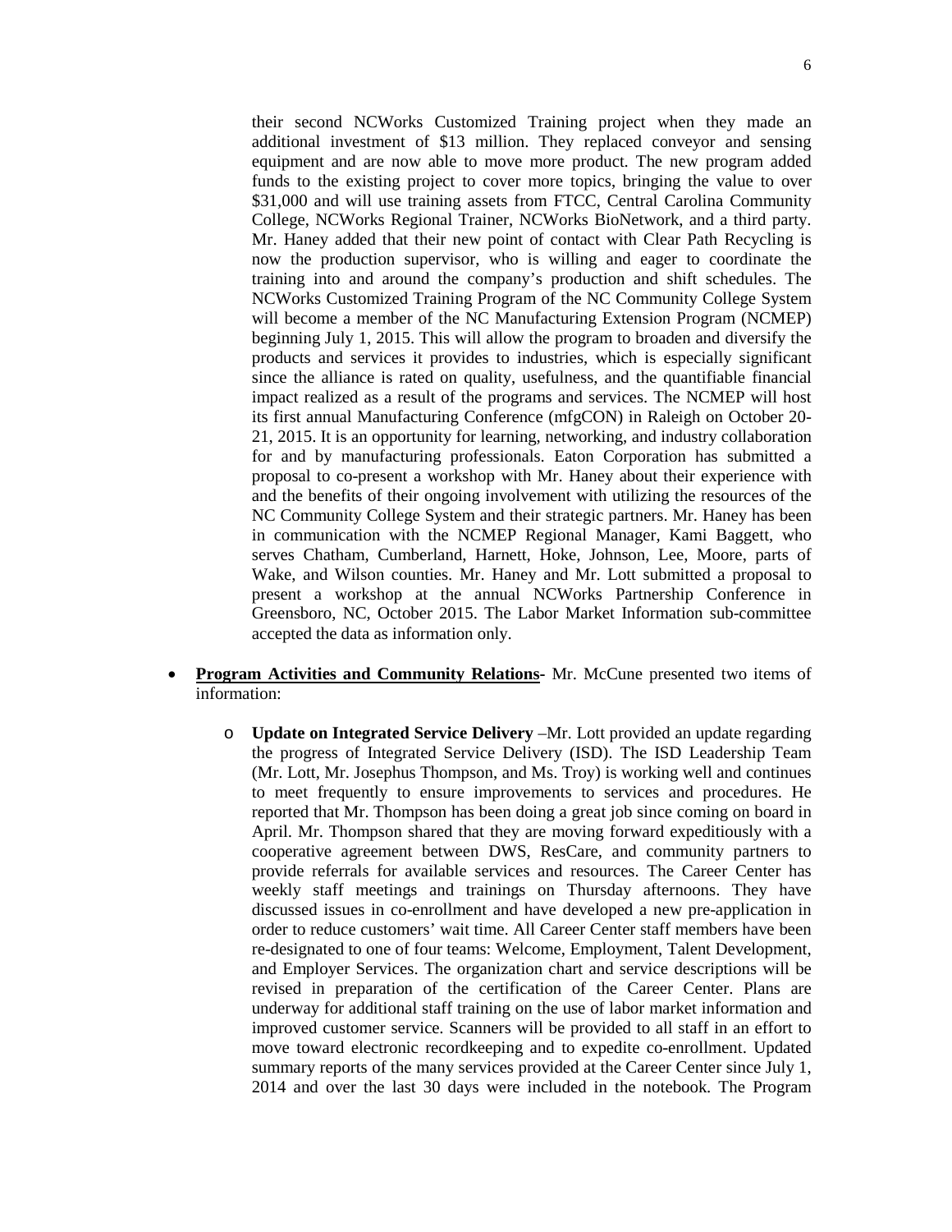their second NCWorks Customized Training project when they made an additional investment of $13 million. They replaced conveyor and sensing equipment and are now able to move more product. The new program added funds to the existing project to cover more topics, bringing the value to over $31,000 and will use training assets from FTCC, Central Carolina Community College, NCWorks Regional Trainer, NCWorks BioNetwork, and a third party. Mr. Haney added that their new point of contact with Clear Path Recycling is now the production supervisor, who is willing and eager to coordinate the training into and around the company's production and shift schedules. The NCWorks Customized Training Program of the NC Community College System will become a member of the NC Manufacturing Extension Program (NCMEP) beginning July 1, 2015. This will allow the program to broaden and diversify the products and services it provides to industries, which is especially significant since the alliance is rated on quality, usefulness, and the quantifiable financial impact realized as a result of the programs and services. The NCMEP will host its first annual Manufacturing Conference (mfgCON) in Raleigh on October 20-21, 2015. It is an opportunity for learning, networking, and industry collaboration for and by manufacturing professionals. Eaton Corporation has submitted a proposal to co-present a workshop with Mr. Haney about their experience with and the benefits of their ongoing involvement with utilizing the resources of the NC Community College System and their strategic partners. Mr. Haney has been in communication with the NCMEP Regional Manager, Kami Baggett, who serves Chatham, Cumberland, Harnett, Hoke, Johnson, Lee, Moore, parts of Wake, and Wilson counties. Mr. Haney and Mr. Lott submitted a proposal to present a workshop at the annual NCWorks Partnership Conference in Greensboro, NC, October 2015. The Labor Market Information sub-committee accepted the data as information only.

- **Program Activities and Community Relations-** Mr. McCune presented two items of information:
  - **Update on Integrated Service Delivery** –Mr. Lott provided an update regarding the progress of Integrated Service Delivery (ISD). The ISD Leadership Team (Mr. Lott, Mr. Josephus Thompson, and Ms. Troy) is working well and continues to meet frequently to ensure improvements to services and procedures. He reported that Mr. Thompson has been doing a great job since coming on board in April. Mr. Thompson shared that they are moving forward expeditiously with a cooperative agreement between DWS, ResCare, and community partners to provide referrals for available services and resources. The Career Center has weekly staff meetings and trainings on Thursday afternoons. They have discussed issues in co-enrollment and have developed a new pre-application in order to reduce customers' wait time. All Career Center staff members have been re-designated to one of four teams: Welcome, Employment, Talent Development, and Employer Services. The organization chart and service descriptions will be revised in preparation of the certification of the Career Center. Plans are underway for additional staff training on the use of labor market information and improved customer service. Scanners will be provided to all staff in an effort to move toward electronic recordkeeping and to expedite co-enrollment. Updated summary reports of the many services provided at the Career Center since July 1, 2014 and over the last 30 days were included in the notebook. The Program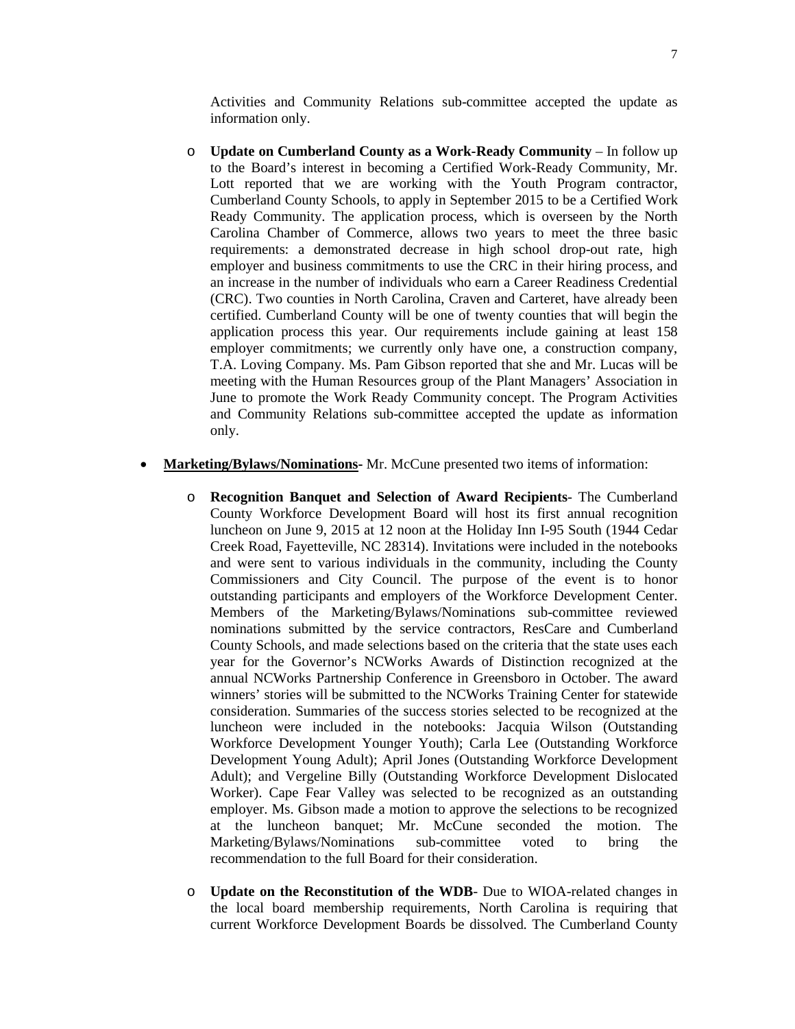Activities and Community Relations sub-committee accepted the update as information only.

- **Update on Cumberland County as a Work-Ready Community** – In follow up to the Board's interest in becoming a Certified Work-Ready Community, Mr. Lott reported that we are working with the Youth Program contractor, Cumberland County Schools, to apply in September 2015 to be a Certified Work Ready Community. The application process, which is overseen by the North Carolina Chamber of Commerce, allows two years to meet the three basic requirements: a demonstrated decrease in high school drop-out rate, high employer and business commitments to use the CRC in their hiring process, and an increase in the number of individuals who earn a Career Readiness Credential (CRC). Two counties in North Carolina, Craven and Carteret, have already been certified. Cumberland County will be one of twenty counties that will begin the application process this year. Our requirements include gaining at least 158 employer commitments; we currently only have one, a construction company, T.A. Loving Company. Ms. Pam Gibson reported that she and Mr. Lucas will be meeting with the Human Resources group of the Plant Managers' Association in June to promote the Work Ready Community concept. The Program Activities and Community Relations sub-committee accepted the update as information only.

- **<u>Marketing/Bylaws/Nominations</u>**- Mr. McCune presented two items of information:

  - **Recognition Banquet and Selection of Award Recipients**- The Cumberland County Workforce Development Board will host its first annual recognition luncheon on June 9, 2015 at 12 noon at the Holiday Inn I-95 South (1944 Cedar Creek Road, Fayetteville, NC 28314). Invitations were included in the notebooks and were sent to various individuals in the community, including the County Commissioners and City Council. The purpose of the event is to honor outstanding participants and employers of the Workforce Development Center. Members of the Marketing/Bylaws/Nominations sub-committee reviewed nominations submitted by the service contractors, ResCare and Cumberland County Schools, and made selections based on the criteria that the state uses each year for the Governor's NCWorks Awards of Distinction recognized at the annual NCWorks Partnership Conference in Greensboro in October. The award winners' stories will be submitted to the NCWorks Training Center for statewide consideration. Summaries of the success stories selected to be recognized at the luncheon were included in the notebooks: Jacquia Wilson (Outstanding Workforce Development Younger Youth); Carla Lee (Outstanding Workforce Development Young Adult); April Jones (Outstanding Workforce Development Adult); and Vergeline Billy (Outstanding Workforce Development Dislocated Worker). Cape Fear Valley was selected to be recognized as an outstanding employer. Ms. Gibson made a motion to approve the selections to be recognized at the luncheon banquet; Mr. McCune seconded the motion. The Marketing/Bylaws/Nominations sub-committee voted to bring the recommendation to the full Board for their consideration.

  - **Update on the Reconstitution of the WDB**- Due to WIOA-related changes in the local board membership requirements, North Carolina is requiring that current Workforce Development Boards be dissolved. The Cumberland County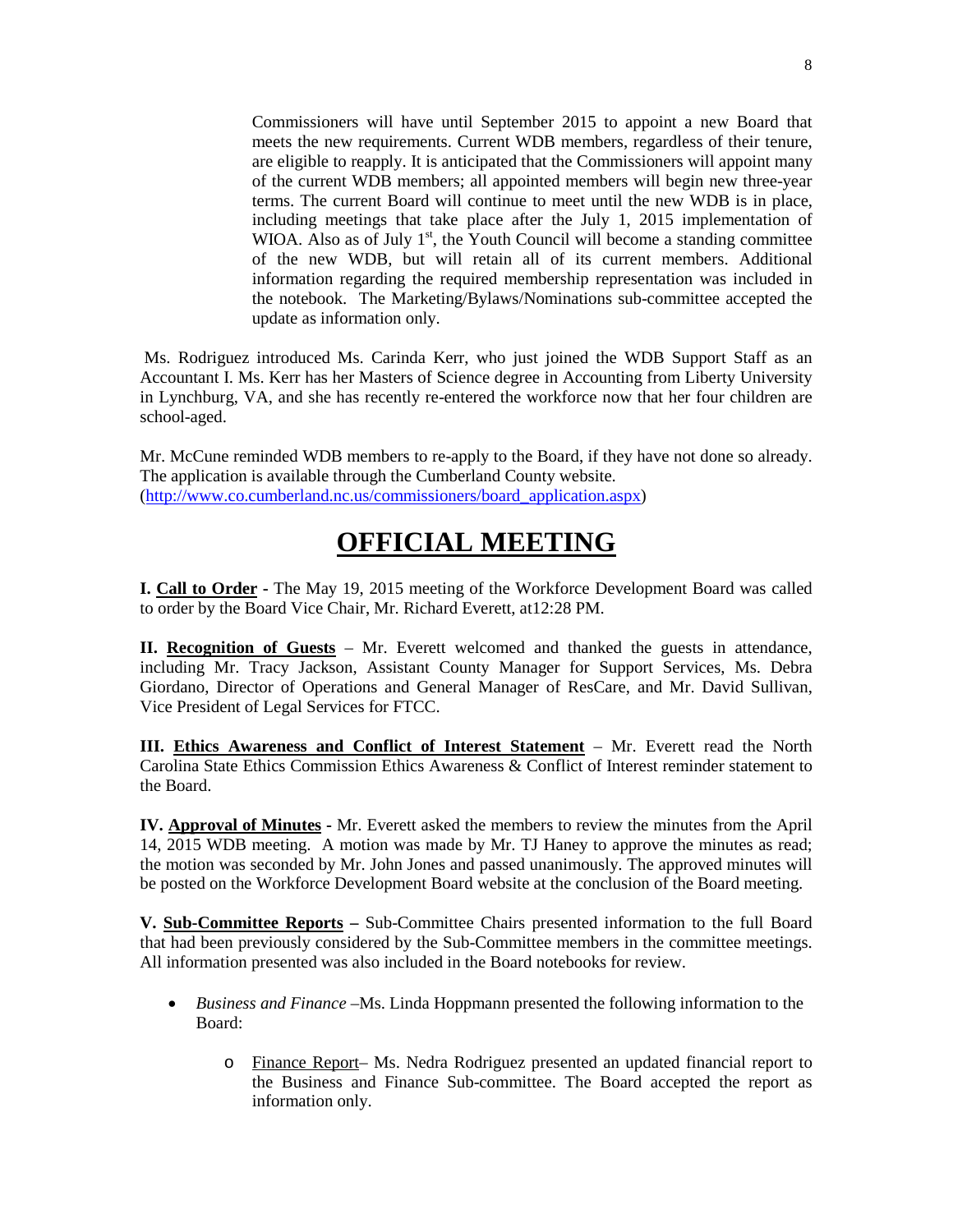Commissioners will have until September 2015 to appoint a new Board that meets the new requirements. Current WDB members, regardless of their tenure, are eligible to reapply. It is anticipated that the Commissioners will appoint many of the current WDB members; all appointed members will begin new three-year terms. The current Board will continue to meet until the new WDB is in place, including meetings that take place after the July 1, 2015 implementation of WIOA. Also as of July 1st, the Youth Council will become a standing committee of the new WDB, but will retain all of its current members. Additional information regarding the required membership representation was included in the notebook. The Marketing/Bylaws/Nominations sub-committee accepted the update as information only.

Ms. Rodriguez introduced Ms. Carinda Kerr, who just joined the WDB Support Staff as an Accountant I. Ms. Kerr has her Masters of Science degree in Accounting from Liberty University in Lynchburg, VA, and she has recently re-entered the workforce now that her four children are school-aged.

Mr. McCune reminded WDB members to re-apply to the Board, if they have not done so already. The application is available through the Cumberland County website. (http://www.co.cumberland.nc.us/commissioners/board_application.aspx)

# OFFICIAL MEETING

**I. Call to Order** - The May 19, 2015 meeting of the Workforce Development Board was called to order by the Board Vice Chair, Mr. Richard Everett, at12:28 PM.

**II. Recognition of Guests** – Mr. Everett welcomed and thanked the guests in attendance, including Mr. Tracy Jackson, Assistant County Manager for Support Services, Ms. Debra Giordano, Director of Operations and General Manager of ResCare, and Mr. David Sullivan, Vice President of Legal Services for FTCC.

**III. Ethics Awareness and Conflict of Interest Statement** – Mr. Everett read the North Carolina State Ethics Commission Ethics Awareness & Conflict of Interest reminder statement to the Board.

**IV. Approval of Minutes** - Mr. Everett asked the members to review the minutes from the April 14, 2015 WDB meeting. A motion was made by Mr. TJ Haney to approve the minutes as read; the motion was seconded by Mr. John Jones and passed unanimously. The approved minutes will be posted on the Workforce Development Board website at the conclusion of the Board meeting.

**V. Sub-Committee Reports** – Sub-Committee Chairs presented information to the full Board that had been previously considered by the Sub-Committee members in the committee meetings. All information presented was also included in the Board notebooks for review.

- *Business and Finance* –Ms. Linda Hoppmann presented the following information to the Board:
  - Finance Report– Ms. Nedra Rodriguez presented an updated financial report to the Business and Finance Sub-committee. The Board accepted the report as information only.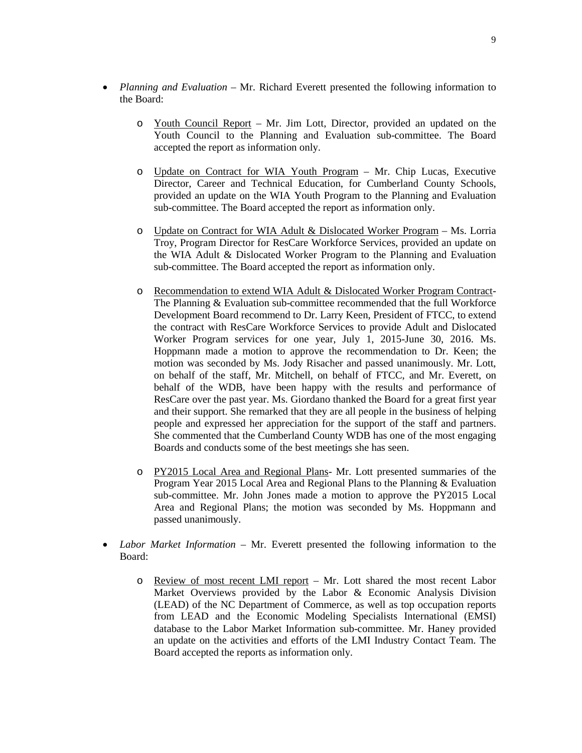- *Planning and Evaluation* – Mr. Richard Everett presented the following information to the Board:

    - Youth Council Report – Mr. Jim Lott, Director, provided an updated on the Youth Council to the Planning and Evaluation sub-committee. The Board accepted the report as information only.

    - Update on Contract for WIA Youth Program – Mr. Chip Lucas, Executive Director, Career and Technical Education, for Cumberland County Schools, provided an update on the WIA Youth Program to the Planning and Evaluation sub-committee. The Board accepted the report as information only.

    - Update on Contract for WIA Adult & Dislocated Worker Program – Ms. Lorria Troy, Program Director for ResCare Workforce Services, provided an update on the WIA Adult & Dislocated Worker Program to the Planning and Evaluation sub-committee. The Board accepted the report as information only.

    - Recommendation to extend WIA Adult & Dislocated Worker Program Contract- The Planning & Evaluation sub-committee recommended that the full Workforce Development Board recommend to Dr. Larry Keen, President of FTCC, to extend the contract with ResCare Workforce Services to provide Adult and Dislocated Worker Program services for one year, July 1, 2015-June 30, 2016. Ms. Hoppmann made a motion to approve the recommendation to Dr. Keen; the motion was seconded by Ms. Jody Risacher and passed unanimously. Mr. Lott, on behalf of the staff, Mr. Mitchell, on behalf of FTCC, and Mr. Everett, on behalf of the WDB, have been happy with the results and performance of ResCare over the past year. Ms. Giordano thanked the Board for a great first year and their support. She remarked that they are all people in the business of helping people and expressed her appreciation for the support of the staff and partners. She commented that the Cumberland County WDB has one of the most engaging Boards and conducts some of the best meetings she has seen.

    - PY2015 Local Area and Regional Plans- Mr. Lott presented summaries of the Program Year 2015 Local Area and Regional Plans to the Planning & Evaluation sub-committee. Mr. John Jones made a motion to approve the PY2015 Local Area and Regional Plans; the motion was seconded by Ms. Hoppmann and passed unanimously.

- *Labor Market Information* – Mr. Everett presented the following information to the Board:

    - Review of most recent LMI report – Mr. Lott shared the most recent Labor Market Overviews provided by the Labor & Economic Analysis Division (LEAD) of the NC Department of Commerce, as well as top occupation reports from LEAD and the Economic Modeling Specialists International (EMSI) database to the Labor Market Information sub-committee. Mr. Haney provided an update on the activities and efforts of the LMI Industry Contact Team. The Board accepted the reports as information only.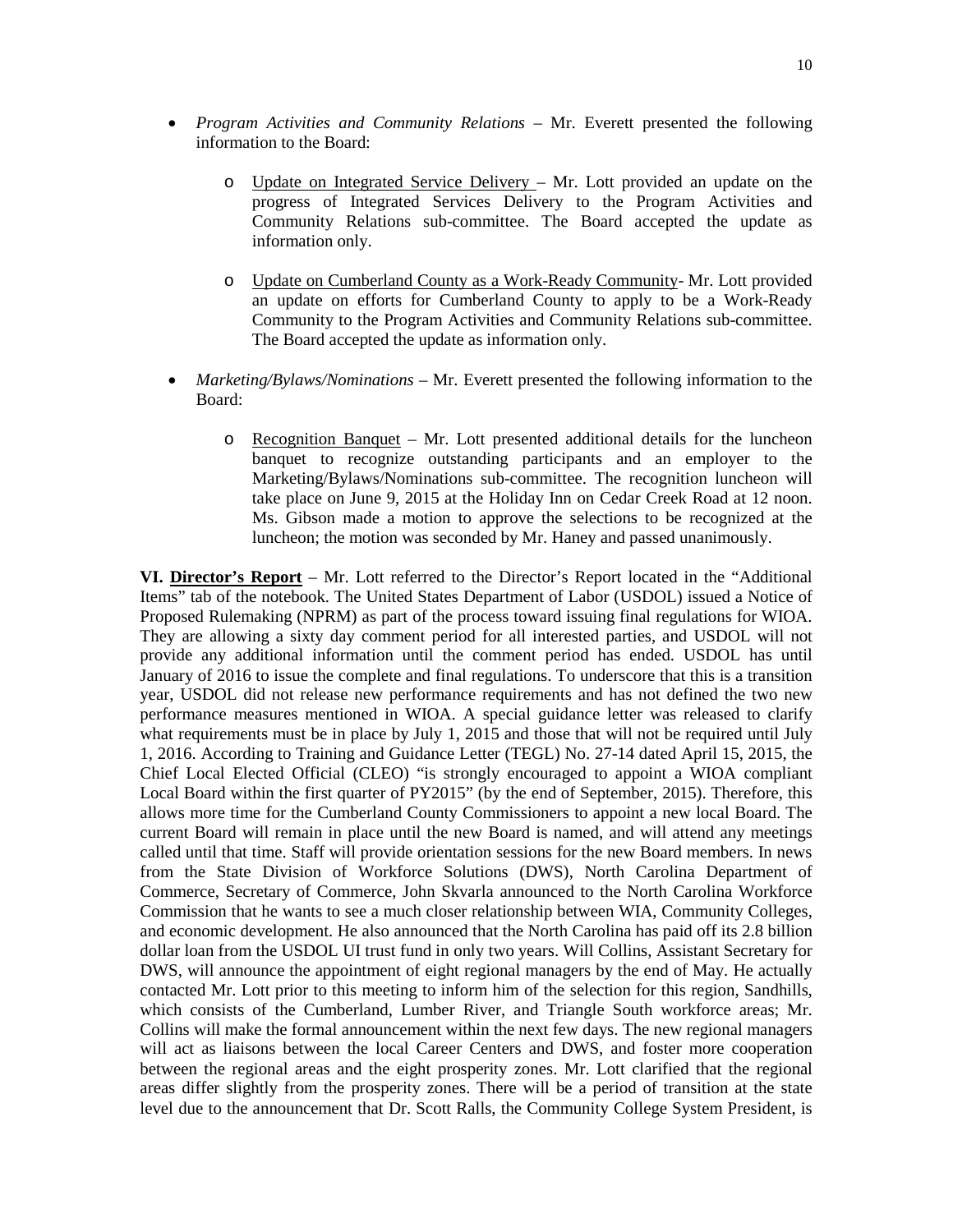- *Program Activities and Community Relations* – Mr. Everett presented the following information to the Board:

  - Update on Integrated Service Delivery – Mr. Lott provided an update on the progress of Integrated Services Delivery to the Program Activities and Community Relations sub-committee. The Board accepted the update as information only.

  - Update on Cumberland County as a Work-Ready Community- Mr. Lott provided an update on efforts for Cumberland County to apply to be a Work-Ready Community to the Program Activities and Community Relations sub-committee. The Board accepted the update as information only.

- *Marketing/Bylaws/Nominations* – Mr. Everett presented the following information to the Board:

  - Recognition Banquet – Mr. Lott presented additional details for the luncheon banquet to recognize outstanding participants and an employer to the Marketing/Bylaws/Nominations sub-committee. The recognition luncheon will take place on June 9, 2015 at the Holiday Inn on Cedar Creek Road at 12 noon. Ms. Gibson made a motion to approve the selections to be recognized at the luncheon; the motion was seconded by Mr. Haney and passed unanimously.

**VI. Director's Report** – Mr. Lott referred to the Director's Report located in the "Additional Items" tab of the notebook. The United States Department of Labor (USDOL) issued a Notice of Proposed Rulemaking (NPRM) as part of the process toward issuing final regulations for WIOA. They are allowing a sixty day comment period for all interested parties, and USDOL will not provide any additional information until the comment period has ended. USDOL has until January of 2016 to issue the complete and final regulations. To underscore that this is a transition year, USDOL did not release new performance requirements and has not defined the two new performance measures mentioned in WIOA. A special guidance letter was released to clarify what requirements must be in place by July 1, 2015 and those that will not be required until July 1, 2016. According to Training and Guidance Letter (TEGL) No. 27-14 dated April 15, 2015, the Chief Local Elected Official (CLEO) "is strongly encouraged to appoint a WIOA compliant Local Board within the first quarter of PY2015" (by the end of September, 2015). Therefore, this allows more time for the Cumberland County Commissioners to appoint a new local Board. The current Board will remain in place until the new Board is named, and will attend any meetings called until that time. Staff will provide orientation sessions for the new Board members. In news from the State Division of Workforce Solutions (DWS), North Carolina Department of Commerce, Secretary of Commerce, John Skvarla announced to the North Carolina Workforce Commission that he wants to see a much closer relationship between WIA, Community Colleges, and economic development. He also announced that the North Carolina has paid off its 2.8 billion dollar loan from the USDOL UI trust fund in only two years. Will Collins, Assistant Secretary for DWS, will announce the appointment of eight regional managers by the end of May. He actually contacted Mr. Lott prior to this meeting to inform him of the selection for this region, Sandhills, which consists of the Cumberland, Lumber River, and Triangle South workforce areas; Mr. Collins will make the formal announcement within the next few days. The new regional managers will act as liaisons between the local Career Centers and DWS, and foster more cooperation between the regional areas and the eight prosperity zones. Mr. Lott clarified that the regional areas differ slightly from the prosperity zones. There will be a period of transition at the state level due to the announcement that Dr. Scott Ralls, the Community College System President, is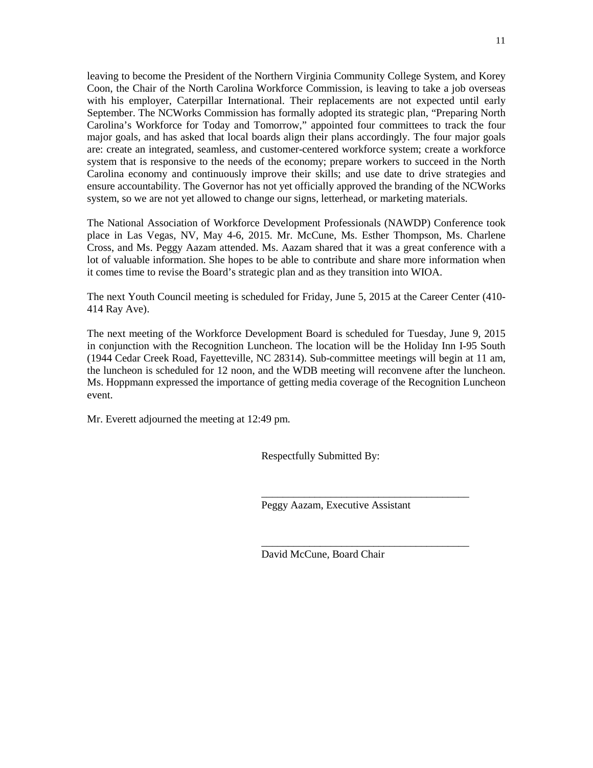leaving to become the President of the Northern Virginia Community College System, and Korey Coon, the Chair of the North Carolina Workforce Commission, is leaving to take a job overseas with his employer, Caterpillar International. Their replacements are not expected until early September. The NCWorks Commission has formally adopted its strategic plan, "Preparing North Carolina's Workforce for Today and Tomorrow," appointed four committees to track the four major goals, and has asked that local boards align their plans accordingly. The four major goals are: create an integrated, seamless, and customer-centered workforce system; create a workforce system that is responsive to the needs of the economy; prepare workers to succeed in the North Carolina economy and continuously improve their skills; and use date to drive strategies and ensure accountability. The Governor has not yet officially approved the branding of the NCWorks system, so we are not yet allowed to change our signs, letterhead, or marketing materials.

The National Association of Workforce Development Professionals (NAWDP) Conference took place in Las Vegas, NV, May 4-6, 2015. Mr. McCune, Ms. Esther Thompson, Ms. Charlene Cross, and Ms. Peggy Aazam attended. Ms. Aazam shared that it was a great conference with a lot of valuable information. She hopes to be able to contribute and share more information when it comes time to revise the Board's strategic plan and as they transition into WIOA.

The next Youth Council meeting is scheduled for Friday, June 5, 2015 at the Career Center (410-414 Ray Ave).

The next meeting of the Workforce Development Board is scheduled for Tuesday, June 9, 2015 in conjunction with the Recognition Luncheon. The location will be the Holiday Inn I-95 South (1944 Cedar Creek Road, Fayetteville, NC 28314). Sub-committee meetings will begin at 11 am, the luncheon is scheduled for 12 noon, and the WDB meeting will reconvene after the luncheon. Ms. Hoppmann expressed the importance of getting media coverage of the Recognition Luncheon event.

Mr. Everett adjourned the meeting at 12:49 pm.

Respectfully Submitted By:

\_\_\_\_\_\_\_\_\_\_\_\_\_\_\_\_\_\_\_\_\_\_\_\_\_\_\_\_\_\_\_\_\_\_\_\_\_\_\_\_

Peggy Aazam, Executive Assistant

\_\_\_\_\_\_\_\_\_\_\_\_\_\_\_\_\_\_\_\_\_\_\_\_\_\_\_\_\_\_\_\_\_\_\_\_\_\_\_\_

David McCune, Board Chair